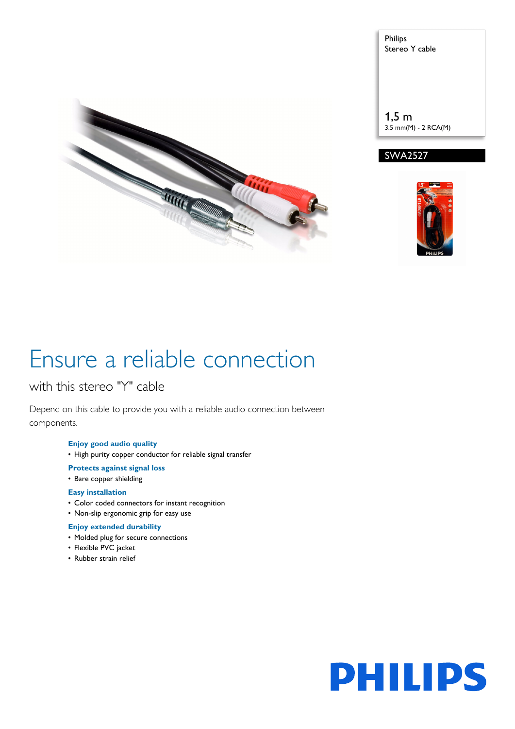Philips
Stereo Y cable

1,5 m
3.5 mm(M) - 2 RCA(M)

SWA2527

# Ensure a reliable connection

## with this stereo "Y" cable

Depend on this cable to provide you with a reliable audio connection between components.

**Enjoy good audio quality**
- High purity copper conductor for reliable signal transfer

**Protects against signal loss**
- Bare copper shielding

**Easy installation**
- Color coded connectors for instant recognition
- Non-slip ergonomic grip for easy use

**Enjoy extended durability**
- Molded plug for secure connections
- Flexible PVC jacket
- Rubber strain relief

PHILIPS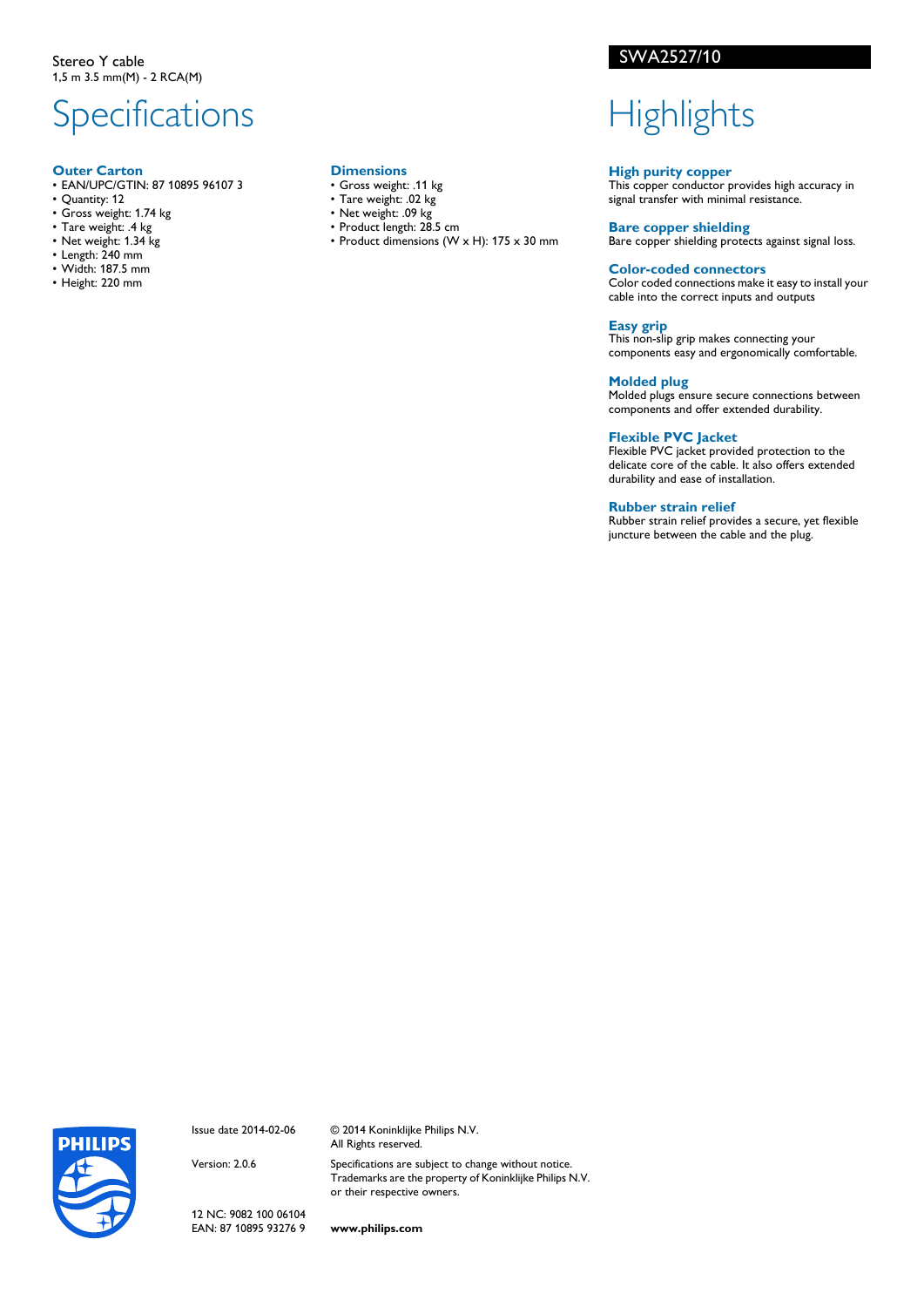Stereo Y cable
1,5 m 3.5 mm(M) - 2 RCA(M)

# Specifications

### Outer Carton
- EAN/UPC/GTIN: 87 10895 96107 3
- Quantity: 12
- Gross weight: 1.74 kg
- Tare weight: .4 kg
- Net weight: 1.34 kg
- Length: 240 mm
- Width: 187.5 mm
- Height: 220 mm

### Dimensions
- Gross weight: .11 kg
- Tare weight: .02 kg
- Net weight: .09 kg
- Product length: 28.5 cm
- Product dimensions (W x H): 175 x 30 mm

SWA2527/10

# Highlights

### High purity copper
This copper conductor provides high accuracy in signal transfer with minimal resistance.

### Bare copper shielding
Bare copper shielding protects against signal loss.

### Color-coded connectors
Color coded connections make it easy to install your cable into the correct inputs and outputs

### Easy grip
This non-slip grip makes connecting your components easy and ergonomically comfortable.

### Molded plug
Molded plugs ensure secure connections between components and offer extended durability.

### Flexible PVC Jacket
Flexible PVC jacket provided protection to the delicate core of the cable. It also offers extended durability and ease of installation.

### Rubber strain relief
Rubber strain relief provides a secure, yet flexible juncture between the cable and the plug.

Issue date 2014-02-06

Version: 2.0.6

12 NC: 9082 100 06104
EAN: 87 10895 93276 9

© 2014 Koninklijke Philips N.V.
All Rights reserved.

Specifications are subject to change without notice. Trademarks are the property of Koninklijke Philips N.V. or their respective owners.

**www.philips.com**